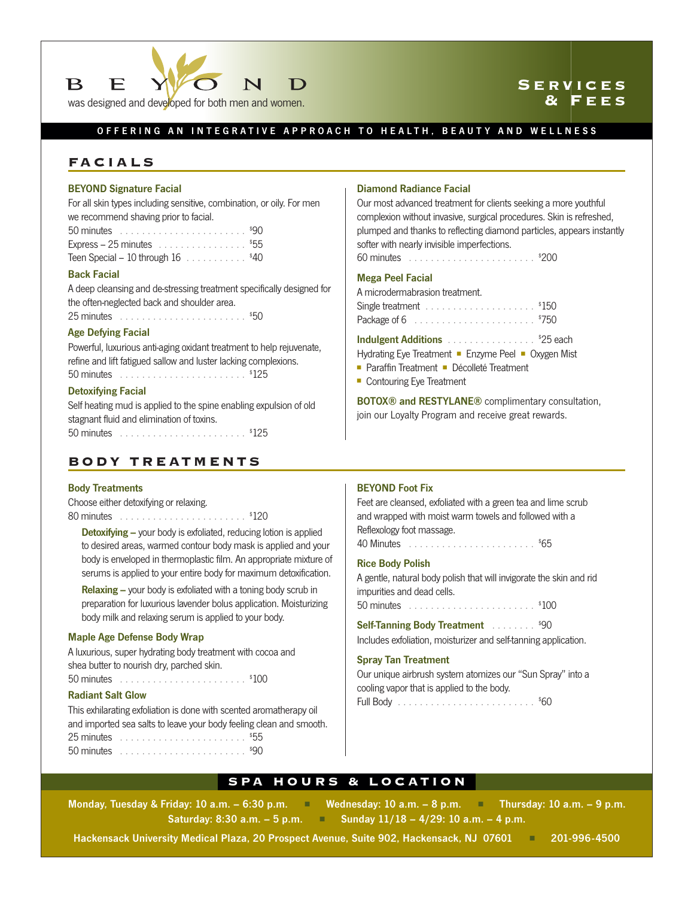# BEYOND

was designed and developed for both men and women.

**Services & Fees**

**OFFERING AN INTEGRATIVE APPROACH TO HEALTH, BEAUTY AND WELLNESS**

## FACIALS

### BEYOND Signature Facial

For all skin types including sensitive, combination, or oily. For men we recommend shaving prior to facial.

50 minutes . . . . . . . . $90
Express – 25 minutes . . . . . . . . $55
Teen Special – 10 through 16 . . . . . . . . $40

### Back Facial

A deep cleansing and de-stressing treatment specifically designed for the often-neglected back and shoulder area.

25 minutes . . . . . . . . $50

### Age Defying Facial

Powerful, luxurious anti-aging oxidant treatment to help rejuvenate, refine and lift fatigued sallow and luster lacking complexions.

50 minutes . . . . . . . . $125

### Detoxifying Facial

Self heating mud is applied to the spine enabling expulsion of old stagnant fluid and elimination of toxins.

50 minutes . . . . . . . . $125

### Diamond Radiance Facial

Our most advanced treatment for clients seeking a more youthful complexion without invasive, surgical procedures. Skin is refreshed, plumped and thanks to reflecting diamond particles, appears instantly softer with nearly invisible imperfections.

60 minutes . . . . . . . . $200

### Mega Peel Facial

A microdermabrasion treatment.

Single treatment . . . . . . . . $150
Package of 6 . . . . . . . . $750

### Indulgent Additions . . . . . . . . $25 each

Hydrating Eye Treatment ■ Enzyme Peel ■ Oxygen Mist
■ Paraffin Treatment ■ Décolleté Treatment
■ Contouring Eye Treatment

**BOTOX® and RESTYLANE®** complimentary consultation, join our Loyalty Program and receive great rewards.

## BODY TREATMENTS

### Body Treatments

Choose either detoxifying or relaxing.

80 minutes . . . . . . . . $120

**Detoxifying –** your body is exfoliated, reducing lotion is applied to desired areas, warmed contour body mask is applied and your body is enveloped in thermoplastic film. An appropriate mixture of serums is applied to your entire body for maximum detoxification.

**Relaxing –** your body is exfoliated with a toning body scrub in preparation for luxurious lavender bolus application. Moisturizing body milk and relaxing serum is applied to your body.

### Maple Age Defense Body Wrap

A luxurious, super hydrating body treatment with cocoa and shea butter to nourish dry, parched skin.

50 minutes . . . . . . . . $100

### Radiant Salt Glow

This exhilarating exfoliation is done with scented aromatherapy oil and imported sea salts to leave your body feeling clean and smooth.

25 minutes . . . . . . . . $55
50 minutes . . . . . . . . $90

### BEYOND Foot Fix

Feet are cleansed, exfoliated with a green tea and lime scrub and wrapped with moist warm towels and followed with a Reflexology foot massage.

40 Minutes . . . . . . . . $65

### Rice Body Polish

A gentle, natural body polish that will invigorate the skin and rid impurities and dead cells.

50 minutes . . . . . . . . $100

### Self-Tanning Body Treatment . . . . . . . . $90

Includes exfoliation, moisturizer and self-tanning application.

### Spray Tan Treatment

Our unique airbrush system atomizes our "Sun Spray" into a cooling vapor that is applied to the body.

Full Body . . . . . . . . $60

## SPA HOURS & LOCATION

**Monday, Tuesday & Friday: 10 a.m. – 6:30 p.m. ■ Wednesday: 10 a.m. – 8 p.m. ■ Thursday: 10 a.m. – 9 p.m.**
**Saturday: 8:30 a.m. – 5 p.m. ■ Sunday 11/18 – 4/29: 10 a.m. – 4 p.m.**

**Hackensack University Medical Plaza, 20 Prospect Avenue, Suite 902, Hackensack, NJ 07601 ■ 201-996-4500**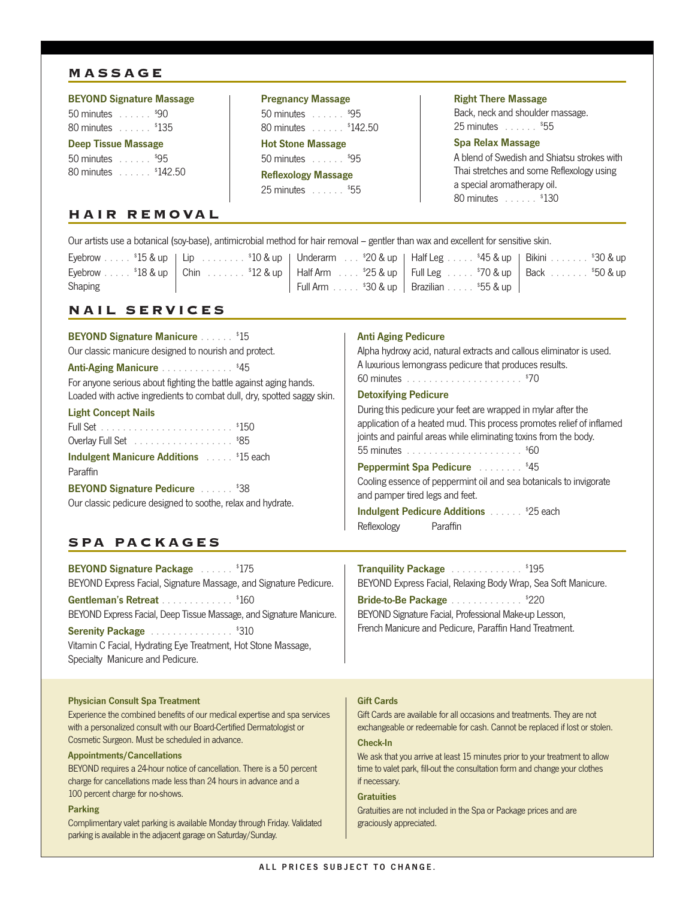## MASSAGE

**BEYOND Signature Massage**
50 minutes . . . . . . $90
80 minutes . . . . . . $135

**Deep Tissue Massage**
50 minutes . . . . . . $95
80 minutes . . . . . . $142.50

**Pregnancy Massage**
50 minutes . . . . . . $95
80 minutes . . . . . . $142.50

**Hot Stone Massage**
50 minutes . . . . . . $95

**Reflexology Massage**
25 minutes . . . . . . $55

**Right There Massage**
Back, neck and shoulder massage.
25 minutes . . . . . . $55

**Spa Relax Massage**
A blend of Swedish and Shiatsu strokes with Thai stretches and some Reflexology using a special aromatherapy oil.
80 minutes . . . . . . $130

## HAIR REMOVAL

Our artists use a botanical (soy-base), antimicrobial method for hair removal – gentler than wax and excellent for sensitive skin.

| | | | | |
|---|---|---|---|---|
| Eyebrow . . . . . $15 & up | Lip . . . . . . . . $10 & up | Underarm . . . $20 & up | Half Leg . . . . . $45 & up | Bikini . . . . . . . $30 & up |
| Eyebrow Shaping . . . . . $18 & up | Chin . . . . . . . $12 & up | Half Arm . . . . $25 & up | Full Leg . . . . . $70 & up | Back . . . . . . . $50 & up |
| | | Full Arm . . . . . $30 & up | Brazilian . . . . . $55 & up | |

## NAIL SERVICES

**BEYOND Signature Manicure** . . . . . . $15
Our classic manicure designed to nourish and protect.

**Anti-Aging Manicure** . . . . . . . . . . . . . $45
For anyone serious about fighting the battle against aging hands. Loaded with active ingredients to combat dull, dry, spotted saggy skin.

**Light Concept Nails**
Full Set . . . . . . . . . . . . . . . . . . . . . . . . $150
Overlay Full Set . . . . . . . . . . . . . . . . . . $85

**Indulgent Manicure Additions** . . . . . $15 each
Paraffin

**BEYOND Signature Pedicure** . . . . . . $38
Our classic pedicure designed to soothe, relax and hydrate.

**Anti Aging Pedicure**
Alpha hydroxy acid, natural extracts and callous eliminator is used. A luxurious lemongrass pedicure that produces results.
60 minutes . . . . . . . . . . . . . . . . . . . . . $70

**Detoxifying Pedicure**
During this pedicure your feet are wrapped in mylar after the application of a heated mud. This process promotes relief of inflamed joints and painful areas while eliminating toxins from the body.
55 minutes . . . . . . . . . . . . . . . . . . . . . $60

**Peppermint Spa Pedicure** . . . . . . . . $45
Cooling essence of peppermint oil and sea botanicals to invigorate and pamper tired legs and feet.

**Indulgent Pedicure Additions** . . . . . . $25 each
Reflexology    Paraffin

## SPA PACKAGES

**BEYOND Signature Package** . . . . . . $175
BEYOND Express Facial, Signature Massage, and Signature Pedicure.

**Gentleman's Retreat** . . . . . . . . . . . . . $160
BEYOND Express Facial, Deep Tissue Massage, and Signature Manicure.

**Serenity Package** . . . . . . . . . . . . . . . $310
Vitamin C Facial, Hydrating Eye Treatment, Hot Stone Massage, Specialty Manicure and Pedicure.

**Tranquility Package** . . . . . . . . . . . . . $195
BEYOND Express Facial, Relaxing Body Wrap, Sea Soft Manicure.

**Bride-to-Be Package** . . . . . . . . . . . . . $220
BEYOND Signature Facial, Professional Make-up Lesson, French Manicure and Pedicure, Paraffin Hand Treatment.

**Physician Consult Spa Treatment**
Experience the combined benefits of our medical expertise and spa services with a personalized consult with our Board-Certified Dermatologist or Cosmetic Surgeon. Must be scheduled in advance.

**Appointments/Cancellations**
BEYOND requires a 24-hour notice of cancellation. There is a 50 percent charge for cancellations made less than 24 hours in advance and a 100 percent charge for no-shows.

**Parking**
Complimentary valet parking is available Monday through Friday. Validated parking is available in the adjacent garage on Saturday/Sunday.

**Gift Cards**
Gift Cards are available for all occasions and treatments. They are not exchangeable or redeemable for cash. Cannot be replaced if lost or stolen.

**Check-In**
We ask that you arrive at least 15 minutes prior to your treatment to allow time to valet park, fill-out the consultation form and change your clothes if necessary.

**Gratuities**
Gratuities are not included in the Spa or Package prices and are graciously appreciated.

ALL PRICES SUBJECT TO CHANGE.